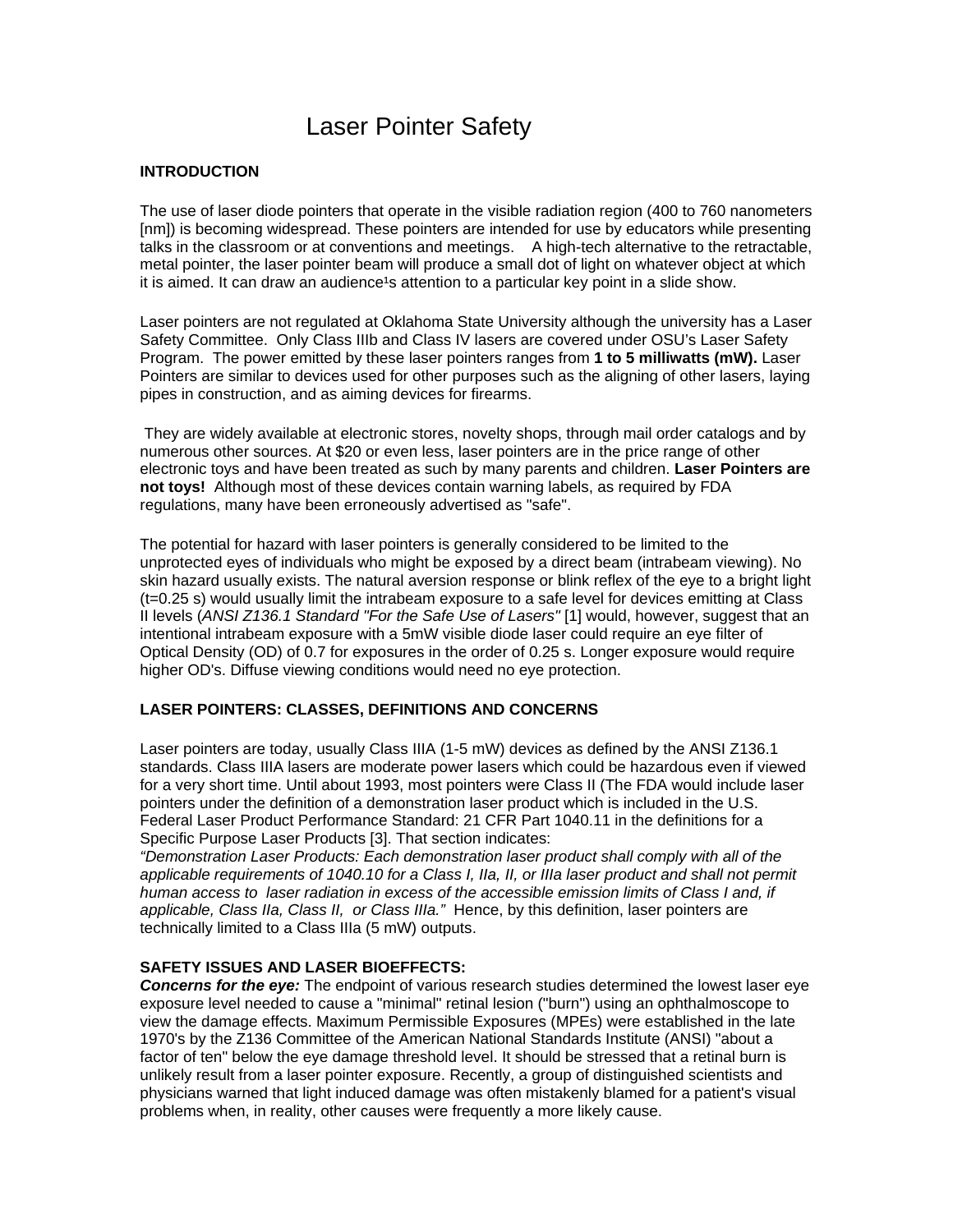# Laser Pointer Safety

## INTRODUCTION

The use of laser diode pointers that operate in the visible radiation region (400 to 760 nanometers [nm]) is becoming widespread. These pointers are intended for use by educators while presenting talks in the classroom or at conventions and meetings. A high-tech alternative to the retractable, metal pointer, the laser pointer beam will produce a small dot of light on whatever object at which it is aimed. It can draw an audience¹s attention to a particular key point in a slide show.

Laser pointers are not regulated at Oklahoma State University although the university has a Laser Safety Committee. Only Class IIIb and Class IV lasers are covered under OSU's Laser Safety Program. The power emitted by these laser pointers ranges from **1 to 5 milliwatts (mW).** Laser Pointers are similar to devices used for other purposes such as the aligning of other lasers, laying pipes in construction, and as aiming devices for firearms.

They are widely available at electronic stores, novelty shops, through mail order catalogs and by numerous other sources. At $20 or even less, laser pointers are in the price range of other electronic toys and have been treated as such by many parents and children. **Laser Pointers are not toys!** Although most of these devices contain warning labels, as required by FDA regulations, many have been erroneously advertised as "safe".

The potential for hazard with laser pointers is generally considered to be limited to the unprotected eyes of individuals who might be exposed by a direct beam (intrabeam viewing). No skin hazard usually exists. The natural aversion response or blink reflex of the eye to a bright light (t=0.25 s) would usually limit the intrabeam exposure to a safe level for devices emitting at Class II levels (*ANSI Z136.1 Standard "For the Safe Use of Lasers"* [1] would, however, suggest that an intentional intrabeam exposure with a 5mW visible diode laser could require an eye filter of Optical Density (OD) of 0.7 for exposures in the order of 0.25 s. Longer exposure would require higher OD's. Diffuse viewing conditions would need no eye protection.

## LASER POINTERS: CLASSES, DEFINITIONS AND CONCERNS

Laser pointers are today, usually Class IIIA (1-5 mW) devices as defined by the ANSI Z136.1 standards. Class IIIA lasers are moderate power lasers which could be hazardous even if viewed for a very short time. Until about 1993, most pointers were Class II (The FDA would include laser pointers under the definition of a demonstration laser product which is included in the U.S. Federal Laser Product Performance Standard: 21 CFR Part 1040.11 in the definitions for a Specific Purpose Laser Products [3]. That section indicates:

*"Demonstration Laser Products: Each demonstration laser product shall comply with all of the applicable requirements of 1040.10 for a Class I, IIa, II, or IIIa laser product and shall not permit human access to laser radiation in excess of the accessible emission limits of Class I and, if applicable, Class IIa, Class II, or Class IIIa."* Hence, by this definition, laser pointers are technically limited to a Class IIIa (5 mW) outputs.

## SAFETY ISSUES AND LASER BIOEFFECTS:

***Concerns for the eye:*** The endpoint of various research studies determined the lowest laser eye exposure level needed to cause a "minimal" retinal lesion ("burn") using an ophthalmoscope to view the damage effects. Maximum Permissible Exposures (MPEs) were established in the late 1970's by the Z136 Committee of the American National Standards Institute (ANSI) "about a factor of ten" below the eye damage threshold level. It should be stressed that a retinal burn is unlikely result from a laser pointer exposure. Recently, a group of distinguished scientists and physicians warned that light induced damage was often mistakenly blamed for a patient's visual problems when, in reality, other causes were frequently a more likely cause.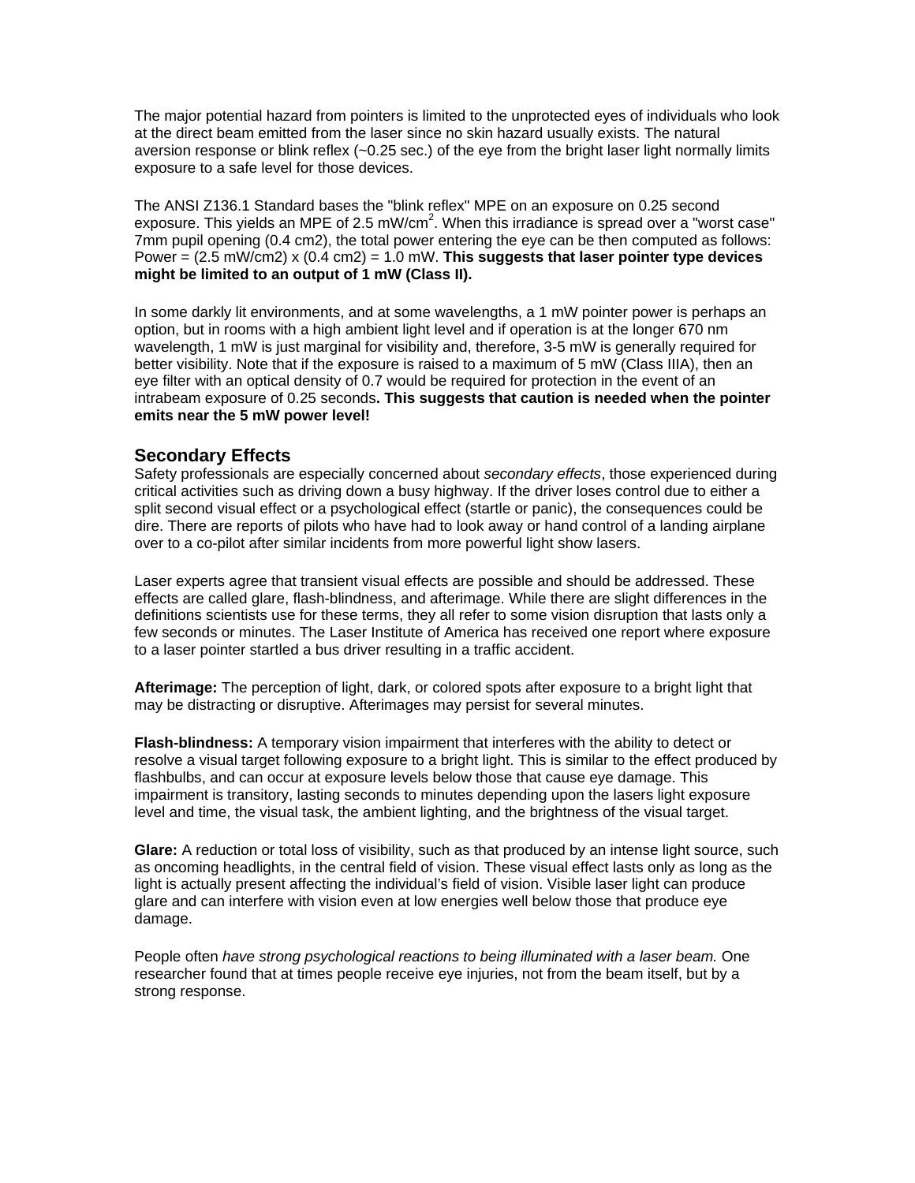The major potential hazard from pointers is limited to the unprotected eyes of individuals who look at the direct beam emitted from the laser since no skin hazard usually exists. The natural aversion response or blink reflex (~0.25 sec.) of the eye from the bright laser light normally limits exposure to a safe level for those devices.

The ANSI Z136.1 Standard bases the "blink reflex" MPE on an exposure on 0.25 second exposure. This yields an MPE of 2.5 $mW/cm^2$. When this irradiance is spread over a "worst case" 7mm pupil opening (0.4 cm2), the total power entering the eye can be then computed as follows: Power = (2.5 mW/cm2) x (0.4 cm2) = 1.0 mW. **This suggests that laser pointer type devices might be limited to an output of 1 mW (Class II).**

In some darkly lit environments, and at some wavelengths, a 1 mW pointer power is perhaps an option, but in rooms with a high ambient light level and if operation is at the longer 670 nm wavelength, 1 mW is just marginal for visibility and, therefore, 3-5 mW is generally required for better visibility. Note that if the exposure is raised to a maximum of 5 mW (Class IIIA), then an eye filter with an optical density of 0.7 would be required for protection in the event of an intrabeam exposure of 0.25 seconds**. This suggests that caution is needed when the pointer emits near the 5 mW power level!**

## Secondary Effects

Safety professionals are especially concerned about *secondary effects*, those experienced during critical activities such as driving down a busy highway. If the driver loses control due to either a split second visual effect or a psychological effect (startle or panic), the consequences could be dire. There are reports of pilots who have had to look away or hand control of a landing airplane over to a co-pilot after similar incidents from more powerful light show lasers.

Laser experts agree that transient visual effects are possible and should be addressed. These effects are called glare, flash-blindness, and afterimage. While there are slight differences in the definitions scientists use for these terms, they all refer to some vision disruption that lasts only a few seconds or minutes. The Laser Institute of America has received one report where exposure to a laser pointer startled a bus driver resulting in a traffic accident.

**Afterimage:** The perception of light, dark, or colored spots after exposure to a bright light that may be distracting or disruptive. Afterimages may persist for several minutes.

**Flash-blindness:** A temporary vision impairment that interferes with the ability to detect or resolve a visual target following exposure to a bright light. This is similar to the effect produced by flashbulbs, and can occur at exposure levels below those that cause eye damage. This impairment is transitory, lasting seconds to minutes depending upon the lasers light exposure level and time, the visual task, the ambient lighting, and the brightness of the visual target.

**Glare:** A reduction or total loss of visibility, such as that produced by an intense light source, such as oncoming headlights, in the central field of vision. These visual effect lasts only as long as the light is actually present affecting the individual's field of vision. Visible laser light can produce glare and can interfere with vision even at low energies well below those that produce eye damage.

People often *have strong psychological reactions to being illuminated with a laser beam.* One researcher found that at times people receive eye injuries, not from the beam itself, but by a strong response.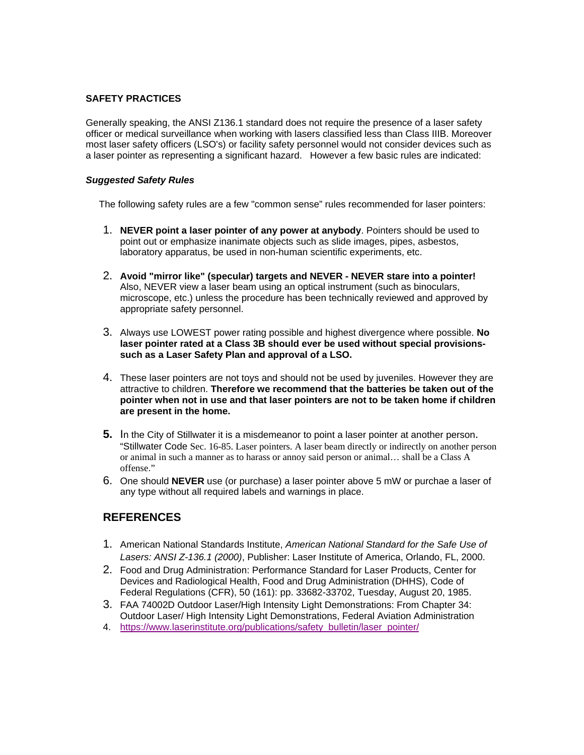**SAFETY PRACTICES**

Generally speaking, the ANSI Z136.1 standard does not require the presence of a laser safety officer or medical surveillance when working with lasers classified less than Class IIIB. Moreover most laser safety officers (LSO's) or facility safety personnel would not consider devices such as a laser pointer as representing a significant hazard. However a few basic rules are indicated:

***Suggested Safety Rules***

The following safety rules are a few "common sense" rules recommended for laser pointers:

1. **NEVER point a laser pointer of any power at anybody**. Pointers should be used to point out or emphasize inanimate objects such as slide images, pipes, asbestos, laboratory apparatus, be used in non-human scientific experiments, etc.

2. **Avoid "mirror like" (specular) targets and NEVER - NEVER stare into a pointer!** Also, NEVER view a laser beam using an optical instrument (such as binoculars, microscope, etc.) unless the procedure has been technically reviewed and approved by appropriate safety personnel.

3. Always use LOWEST power rating possible and highest divergence where possible. **No laser pointer rated at a Class 3B should ever be used without special provisions- such as a Laser Safety Plan and approval of a LSO.**

4. These laser pointers are not toys and should not be used by juveniles. However they are attractive to children. **Therefore we recommend that the batteries be taken out of the pointer when not in use and that laser pointers are not to be taken home if children are present in the home.**

5. In the City of Stillwater it is a misdemeanor to point a laser pointer at another person. "Stillwater Code Sec. 16-85. Laser pointers. A laser beam directly or indirectly on another person or animal in such a manner as to harass or annoy said person or animal… shall be a Class A offense."

6. One should **NEVER** use (or purchase) a laser pointer above 5 mW or purchae a laser of any type without all required labels and warnings in place.

## REFERENCES

1. American National Standards Institute, *American National Standard for the Safe Use of Lasers: ANSI Z-136.1 (2000)*, Publisher: Laser Institute of America, Orlando, FL, 2000.
2. Food and Drug Administration: Performance Standard for Laser Products, Center for Devices and Radiological Health, Food and Drug Administration (DHHS), Code of Federal Regulations (CFR), 50 (161): pp. 33682-33702, Tuesday, August 20, 1985.
3. FAA 74002D Outdoor Laser/High Intensity Light Demonstrations: From Chapter 34: Outdoor Laser/ High Intensity Light Demonstrations, Federal Aviation Administration
4. https://www.laserinstitute.org/publications/safety_bulletin/laser_pointer/